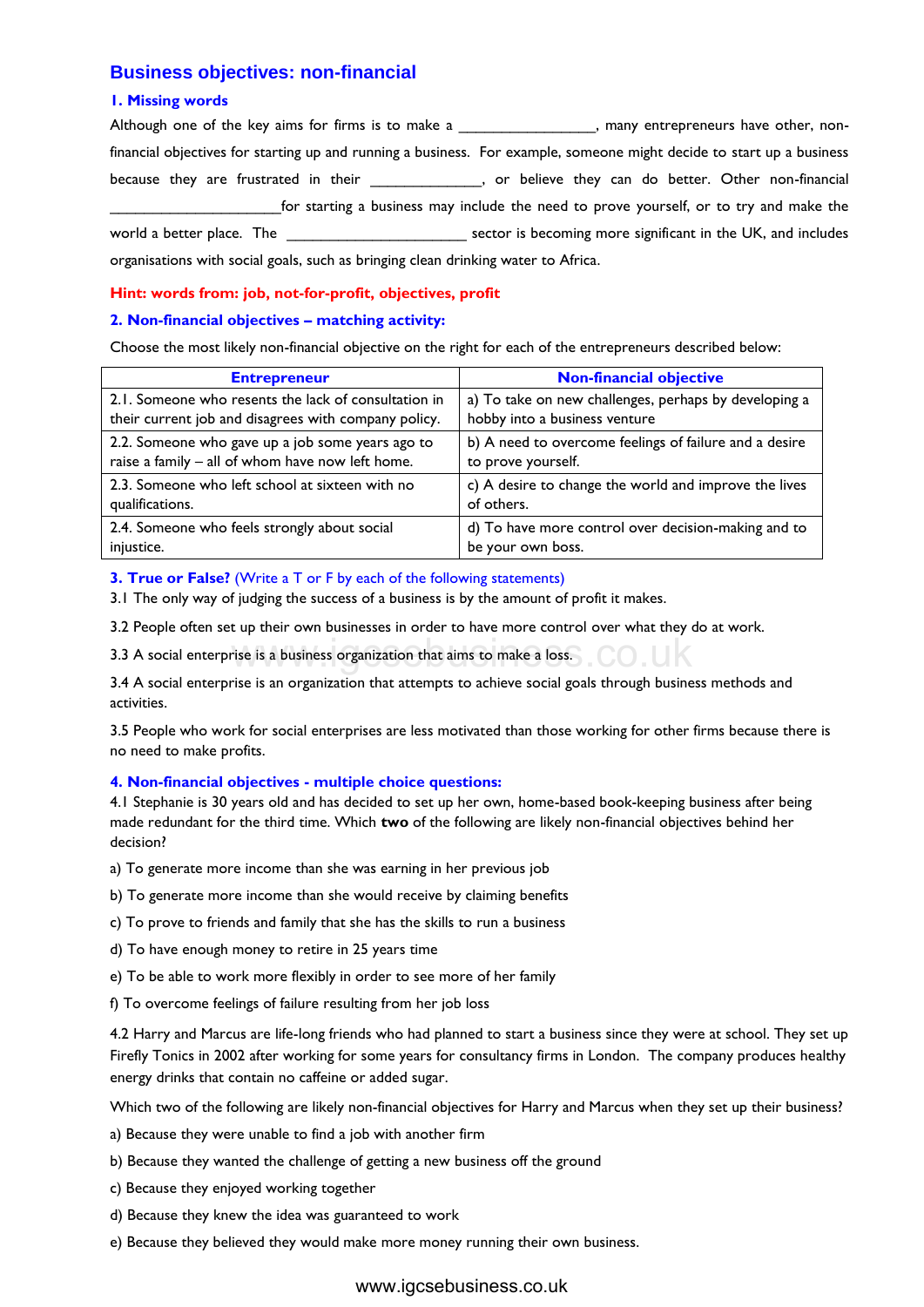# Business objectives: non-financial

## 1. Missing words

Although one of the key aims for firms is to make a _________________, many entrepreneurs have other, non-financial objectives for starting up and running a business. For example, someone might decide to start up a business because they are frustrated in their ______________, or believe they can do better. Other non-financial _____________________for starting a business may include the need to prove yourself, or to try and make the world a better place. The ______________________ sector is becoming more significant in the UK, and includes organisations with social goals, such as bringing clean drinking water to Africa.

**Hint: words from: job, not-for-profit, objectives, profit**

## 2. Non-financial objectives – matching activity:

Choose the most likely non-financial objective on the right for each of the entrepreneurs described below:

| Entrepreneur | Non-financial objective |
|---|---|
| 2.1. Someone who resents the lack of consultation in their current job and disagrees with company policy. | a) To take on new challenges, perhaps by developing a hobby into a business venture |
| 2.2. Someone who gave up a job some years ago to raise a family – all of whom have now left home. | b) A need to overcome feelings of failure and a desire to prove yourself. |
| 2.3. Someone who left school at sixteen with no qualifications. | c) A desire to change the world and improve the lives of others. |
| 2.4. Someone who feels strongly about social injustice. | d) To have more control over decision-making and to be your own boss. |

## 3. True or False? (Write a T or F by each of the following statements)

3.1 The only way of judging the success of a business is by the amount of profit it makes.

3.2 People often set up their own businesses in order to have more control over what they do at work.

3.3 A social enterprise is a business organization that aims to make a loss.

3.4 A social enterprise is an organization that attempts to achieve social goals through business methods and activities.

3.5 People who work for social enterprises are less motivated than those working for other firms because there is no need to make profits.

## 4. Non-financial objectives - multiple choice questions:

4.1 Stephanie is 30 years old and has decided to set up her own, home-based book-keeping business after being made redundant for the third time. Which **two** of the following are likely non-financial objectives behind her decision?

a) To generate more income than she was earning in her previous job

b) To generate more income than she would receive by claiming benefits

c) To prove to friends and family that she has the skills to run a business

d) To have enough money to retire in 25 years time

e) To be able to work more flexibly in order to see more of her family

f) To overcome feelings of failure resulting from her job loss

4.2 Harry and Marcus are life-long friends who had planned to start a business since they were at school. They set up Firefly Tonics in 2002 after working for some years for consultancy firms in London. The company produces healthy energy drinks that contain no caffeine or added sugar.

Which two of the following are likely non-financial objectives for Harry and Marcus when they set up their business?

a) Because they were unable to find a job with another firm

b) Because they wanted the challenge of getting a new business off the ground

c) Because they enjoyed working together

d) Because they knew the idea was guaranteed to work

e) Because they believed they would make more money running their own business.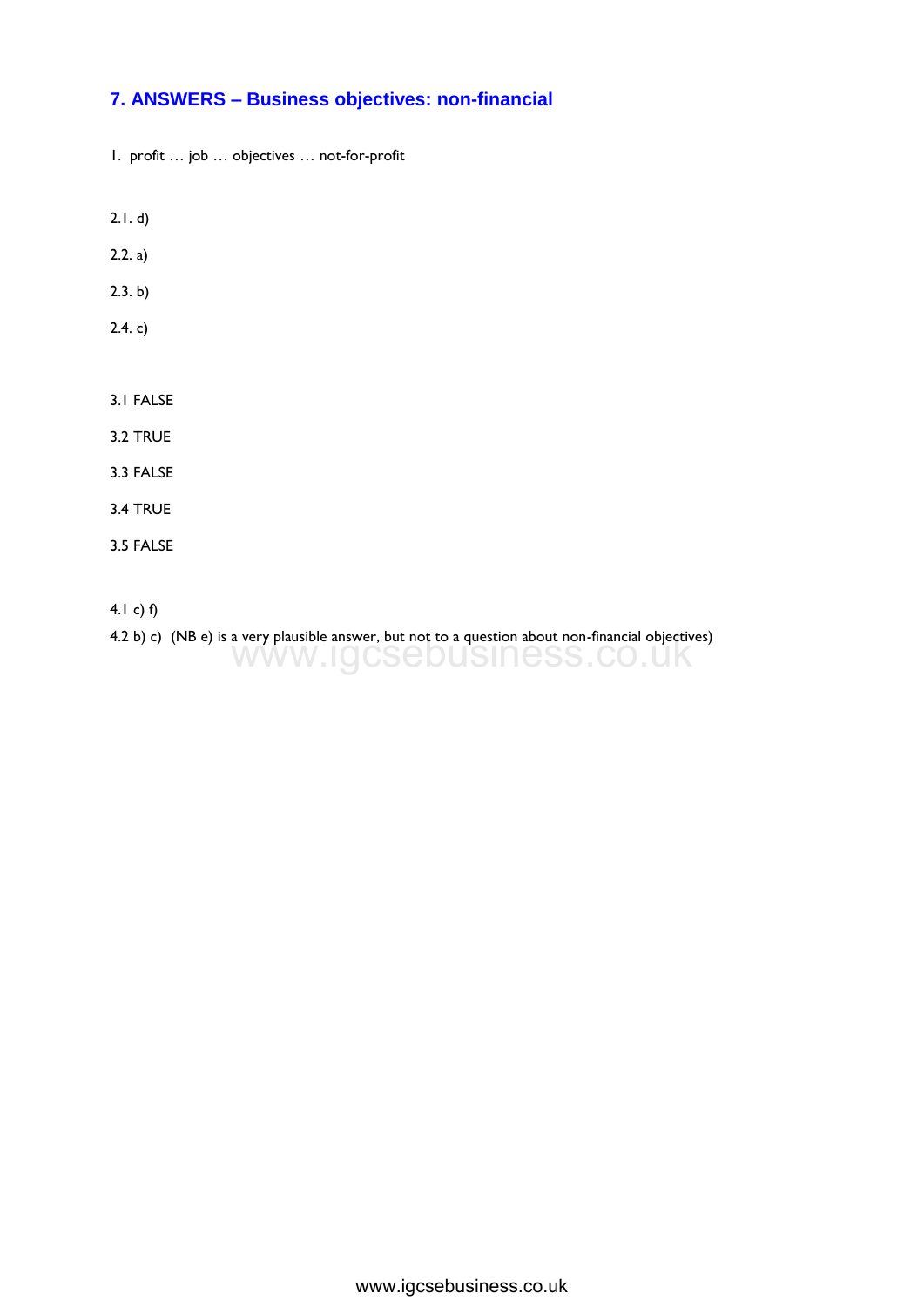## 7. ANSWERS – Business objectives: non-financial

1. profit … job … objectives … not-for-profit

2.1. d)

2.2. a)

2.3. b)

2.4. c)

3.1 FALSE

3.2 TRUE

3.3 FALSE

3.4 TRUE

3.5 FALSE

4.1 c) f)

4.2 b) c) (NB e) is a very plausible answer, but not to a question about non-financial objectives)